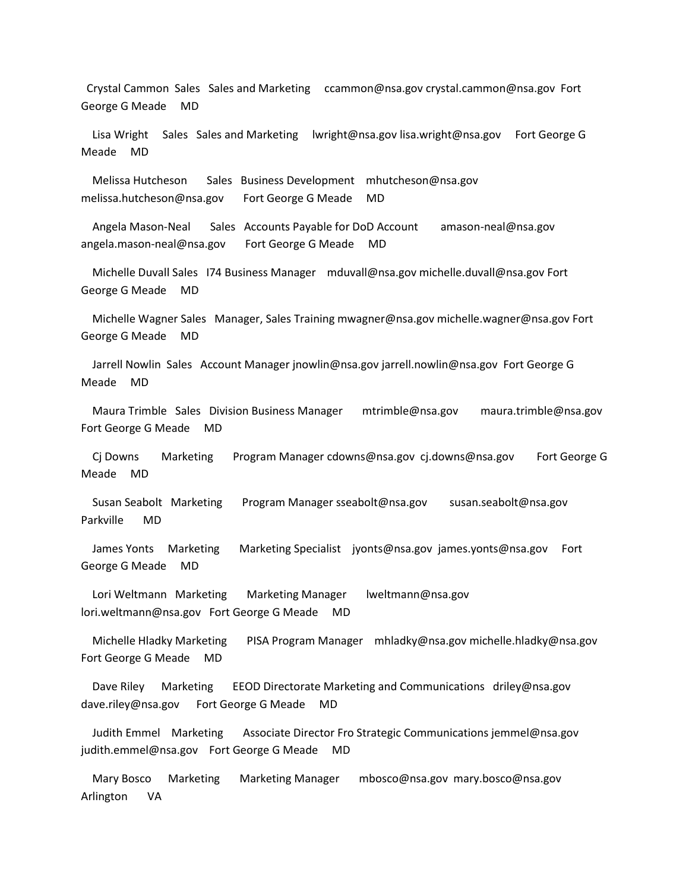Crystal Cammon Sales Sales and Marketing ccammon@nsa.gov crystal.cammon@nsa.gov Fort George G Meade MD

Lisa Wright Sales Sales and Marketing lwright@nsa.gov lisa.wright@nsa.gov Fort George G Meade MD

Melissa Hutcheson Sales Business Development mhutcheson@nsa.gov melissa.hutcheson@nsa.gov Fort George G Meade MD

Angela Mason-Neal Sales Accounts Payable for DoD Account amason-neal@nsa.gov angela.mason-neal@nsa.gov Fort George G Meade MD

Michelle Duvall Sales I74 Business Manager mduvall@nsa.gov michelle.duvall@nsa.gov Fort George G Meade MD

Michelle Wagner Sales Manager, Sales Training mwagner@nsa.gov michelle.wagner@nsa.gov Fort George G Meade MD

Jarrell Nowlin Sales Account Manager jnowlin@nsa.gov jarrell.nowlin@nsa.gov Fort George G Meade MD

Maura Trimble Sales Division Business Manager mtrimble@nsa.gov maura.trimble@nsa.gov Fort George G Meade MD

Cj Downs Marketing Program Manager cdowns@nsa.gov cj.downs@nsa.gov Fort George G Meade MD

Susan Seabolt Marketing Program Manager sseabolt@nsa.gov susan.seabolt@nsa.gov Parkville MD

James Yonts Marketing Marketing Specialist jyonts@nsa.gov james.yonts@nsa.gov Fort George G Meade MD

Lori Weltmann Marketing Marketing Manager lweltmann@nsa.gov lori.weltmann@nsa.gov Fort George G Meade MD

Michelle Hladky Marketing PISA Program Manager mhladky@nsa.gov michelle.hladky@nsa.gov Fort George G Meade MD

Dave Riley Marketing EEOD Directorate Marketing and Communications driley@nsa.gov dave.riley@nsa.gov Fort George G Meade MD

Judith Emmel Marketing Associate Director Fro Strategic Communications jemmel@nsa.gov judith.emmel@nsa.gov Fort George G Meade MD

Mary Bosco Marketing Marketing Manager mbosco@nsa.gov mary.bosco@nsa.gov Arlington VA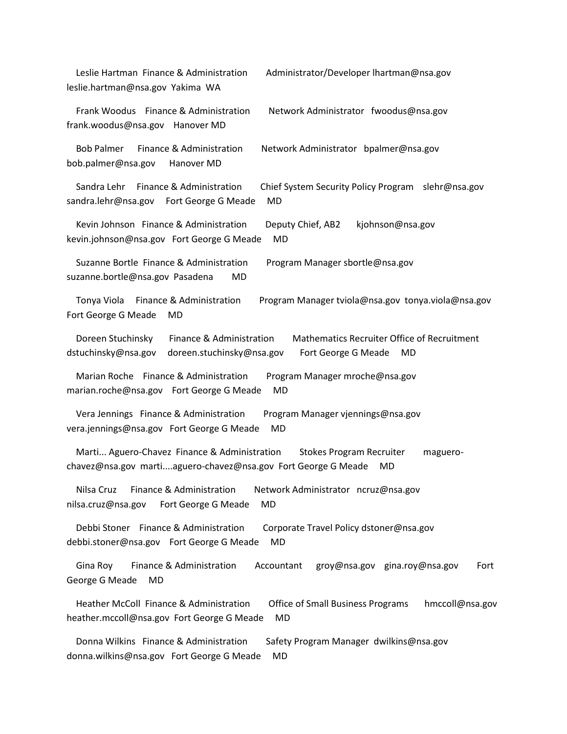Leslie Hartman Finance & Administration Administrator/Developer lhartman@nsa.gov leslie.hartman@nsa.gov Yakima WA

Frank Woodus Finance & Administration Network Administrator fwoodus@nsa.gov frank.woodus@nsa.gov Hanover MD

Bob Palmer Finance & Administration Network Administrator bpalmer@nsa.gov bob.palmer@nsa.gov Hanover MD

Sandra Lehr Finance & Administration Chief System Security Policy Program slehr@nsa.gov sandra.lehr@nsa.gov Fort George G Meade MD

Kevin Johnson Finance & Administration Deputy Chief, AB2 kjohnson@nsa.gov kevin.johnson@nsa.gov Fort George G Meade MD

Suzanne Bortle Finance & Administration Program Manager sbortle@nsa.gov suzanne.bortle@nsa.gov Pasadena MD

Tonya Viola Finance & Administration Program Manager tviola@nsa.gov tonya.viola@nsa.gov Fort George G Meade MD

Doreen Stuchinsky Finance & Administration Mathematics Recruiter Office of Recruitment dstuchinsky@nsa.gov doreen.stuchinsky@nsa.gov Fort George G Meade MD

Marian Roche Finance & Administration Program Manager mroche@nsa.gov marian.roche@nsa.gov Fort George G Meade MD

Vera Jennings Finance & Administration Program Manager vjennings@nsa.gov vera.jennings@nsa.gov Fort George G Meade MD

Marti... Aguero-Chavez Finance & Administration Stokes Program Recruiter maguero-chavez@nsa.gov marti....aguero-chavez@nsa.gov Fort George G Meade MD

Nilsa Cruz Finance & Administration Network Administrator ncruz@nsa.gov nilsa.cruz@nsa.gov Fort George G Meade MD

Debbi Stoner Finance & Administration Corporate Travel Policy dstoner@nsa.gov debbi.stoner@nsa.gov Fort George G Meade MD

Gina Roy Finance & Administration Accountant groy@nsa.gov gina.roy@nsa.gov Fort George G Meade MD

Heather McColl Finance & Administration Office of Small Business Programs hmccoll@nsa.gov heather.mccoll@nsa.gov Fort George G Meade MD

Donna Wilkins Finance & Administration Safety Program Manager dwilkins@nsa.gov donna.wilkins@nsa.gov Fort George G Meade MD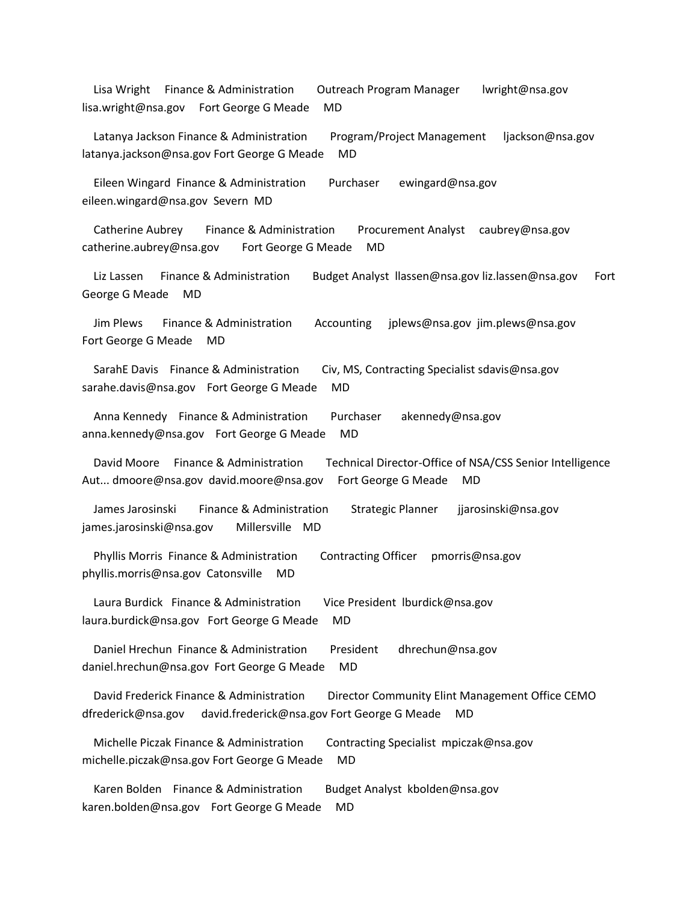Lisa Wright Finance & Administration Outreach Program Manager lwright@nsa.gov lisa.wright@nsa.gov Fort George G Meade MD

Latanya Jackson Finance & Administration Program/Project Management ljackson@nsa.gov latanya.jackson@nsa.gov Fort George G Meade MD

Eileen Wingard Finance & Administration Purchaser ewingard@nsa.gov eileen.wingard@nsa.gov Severn MD

Catherine Aubrey Finance & Administration Procurement Analyst caubrey@nsa.gov catherine.aubrey@nsa.gov Fort George G Meade MD

Liz Lassen Finance & Administration Budget Analyst llassen@nsa.gov liz.lassen@nsa.gov Fort George G Meade MD

Jim Plews Finance & Administration Accounting jplews@nsa.gov jim.plews@nsa.gov Fort George G Meade MD

SarahE Davis Finance & Administration Civ, MS, Contracting Specialist sdavis@nsa.gov sarahe.davis@nsa.gov Fort George G Meade MD

Anna Kennedy Finance & Administration Purchaser akennedy@nsa.gov anna.kennedy@nsa.gov Fort George G Meade MD

David Moore Finance & Administration Technical Director-Office of NSA/CSS Senior Intelligence Aut... dmoore@nsa.gov david.moore@nsa.gov Fort George G Meade MD

James Jarosinski Finance & Administration Strategic Planner jjarosinski@nsa.gov james.jarosinski@nsa.gov Millersville MD

Phyllis Morris Finance & Administration Contracting Officer pmorris@nsa.gov phyllis.morris@nsa.gov Catonsville MD

Laura Burdick Finance & Administration Vice President lburdick@nsa.gov laura.burdick@nsa.gov Fort George G Meade MD

Daniel Hrechun Finance & Administration President dhrechun@nsa.gov daniel.hrechun@nsa.gov Fort George G Meade MD

David Frederick Finance & Administration Director Community Elint Management Office CEMO dfrederick@nsa.gov david.frederick@nsa.gov Fort George G Meade MD

Michelle Piczak Finance & Administration Contracting Specialist mpiczak@nsa.gov michelle.piczak@nsa.gov Fort George G Meade MD

Karen Bolden Finance & Administration Budget Analyst kbolden@nsa.gov karen.bolden@nsa.gov Fort George G Meade MD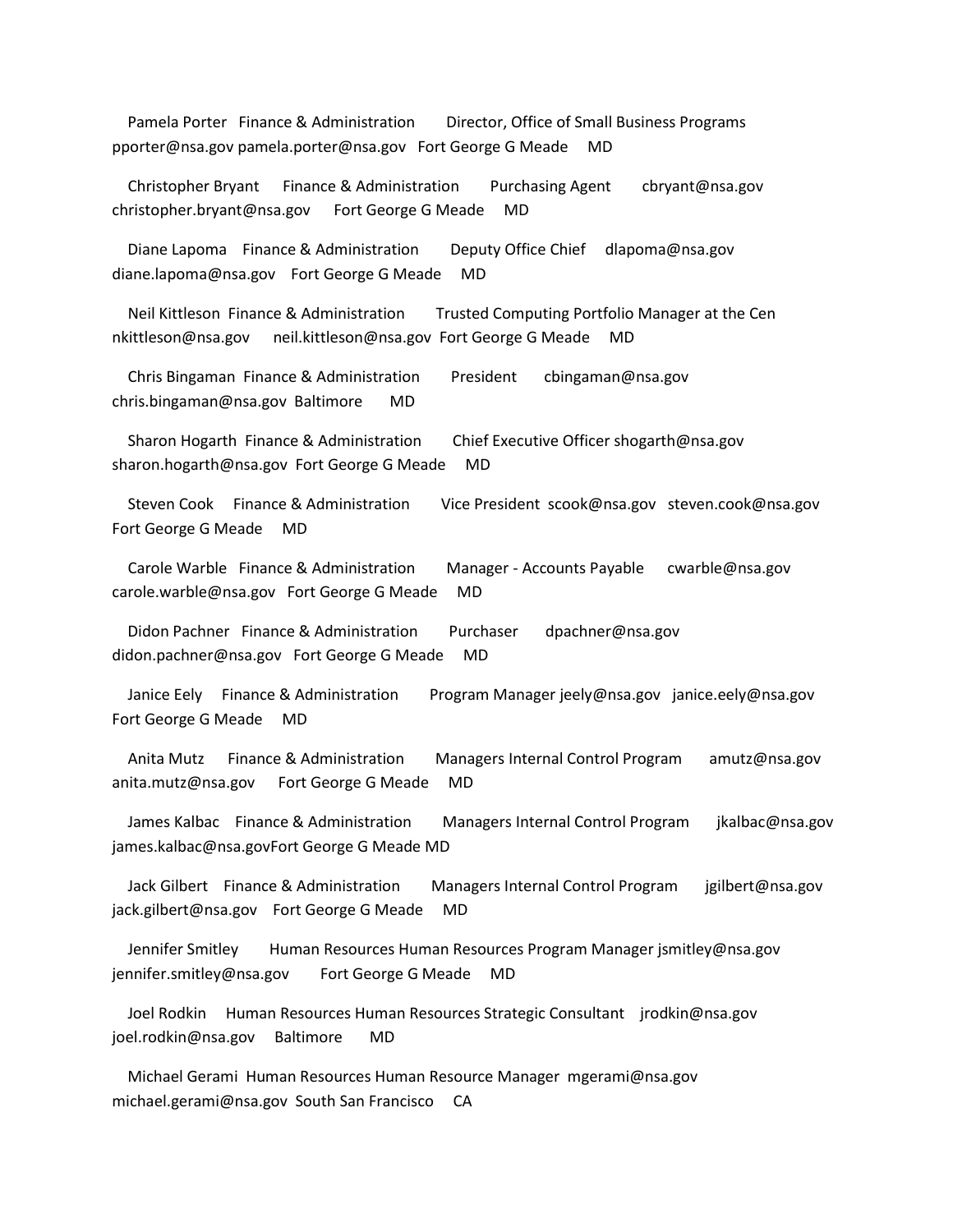Pamela Porter Finance & Administration Director, Office of Small Business Programs pporter@nsa.gov pamela.porter@nsa.gov Fort George G Meade MD

Christopher Bryant Finance & Administration Purchasing Agent cbryant@nsa.gov christopher.bryant@nsa.gov Fort George G Meade MD

Diane Lapoma Finance & Administration Deputy Office Chief dlapoma@nsa.gov diane.lapoma@nsa.gov Fort George G Meade MD

Neil Kittleson Finance & Administration Trusted Computing Portfolio Manager at the Cen nkittleson@nsa.gov neil.kittleson@nsa.gov Fort George G Meade MD

Chris Bingaman Finance & Administration President cbingaman@nsa.gov chris.bingaman@nsa.gov Baltimore MD

Sharon Hogarth Finance & Administration Chief Executive Officer shogarth@nsa.gov sharon.hogarth@nsa.gov Fort George G Meade MD

Steven Cook Finance & Administration Vice President scook@nsa.gov steven.cook@nsa.gov Fort George G Meade MD

Carole Warble Finance & Administration Manager - Accounts Payable cwarble@nsa.gov carole.warble@nsa.gov Fort George G Meade MD

Didon Pachner Finance & Administration Purchaser dpachner@nsa.gov didon.pachner@nsa.gov Fort George G Meade MD

Janice Eely Finance & Administration Program Manager jeely@nsa.gov janice.eely@nsa.gov Fort George G Meade MD

Anita Mutz Finance & Administration Managers Internal Control Program amutz@nsa.gov anita.mutz@nsa.gov Fort George G Meade MD

James Kalbac Finance & Administration Managers Internal Control Program jkalbac@nsa.gov james.kalbac@nsa.govFort George G Meade MD

Jack Gilbert Finance & Administration Managers Internal Control Program jgilbert@nsa.gov jack.gilbert@nsa.gov Fort George G Meade MD

Jennifer Smitley Human Resources Human Resources Program Manager jsmitley@nsa.gov jennifer.smitley@nsa.gov Fort George G Meade MD

Joel Rodkin Human Resources Human Resources Strategic Consultant jrodkin@nsa.gov joel.rodkin@nsa.gov Baltimore MD

Michael Gerami Human Resources Human Resource Manager mgerami@nsa.gov michael.gerami@nsa.gov South San Francisco CA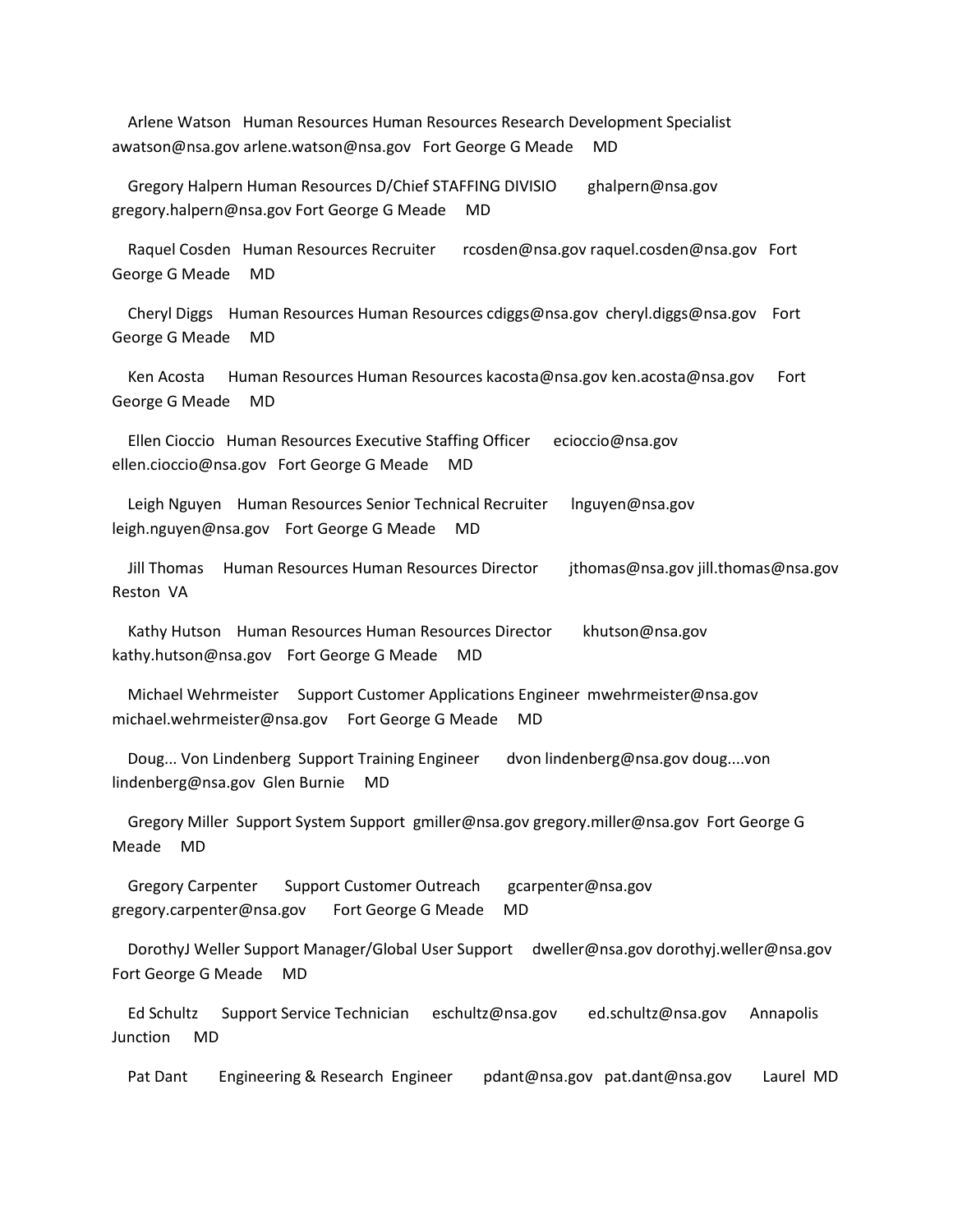Arlene Watson Human Resources Human Resources Research Development Specialist awatson@nsa.gov arlene.watson@nsa.gov Fort George G Meade MD

Gregory Halpern Human Resources D/Chief STAFFING DIVISIO ghalpern@nsa.gov gregory.halpern@nsa.gov Fort George G Meade MD

Raquel Cosden Human Resources Recruiter rcosden@nsa.gov raquel.cosden@nsa.gov Fort George G Meade MD

Cheryl Diggs Human Resources Human Resources cdiggs@nsa.gov cheryl.diggs@nsa.gov Fort George G Meade MD

Ken Acosta Human Resources Human Resources kacosta@nsa.gov ken.acosta@nsa.gov Fort George G Meade MD

Ellen Cioccio Human Resources Executive Staffing Officer ecioccio@nsa.gov ellen.cioccio@nsa.gov Fort George G Meade MD

Leigh Nguyen Human Resources Senior Technical Recruiter lnguyen@nsa.gov leigh.nguyen@nsa.gov Fort George G Meade MD

Jill Thomas Human Resources Human Resources Director jthomas@nsa.gov jill.thomas@nsa.gov Reston VA

Kathy Hutson Human Resources Human Resources Director khutson@nsa.gov kathy.hutson@nsa.gov Fort George G Meade MD

Michael Wehrmeister Support Customer Applications Engineer mwehrmeister@nsa.gov michael.wehrmeister@nsa.gov Fort George G Meade MD

Doug... Von Lindenberg Support Training Engineer dvon lindenberg@nsa.gov doug....von lindenberg@nsa.gov Glen Burnie MD

Gregory Miller Support System Support gmiller@nsa.gov gregory.miller@nsa.gov Fort George G Meade MD

Gregory Carpenter Support Customer Outreach gcarpenter@nsa.gov gregory.carpenter@nsa.gov Fort George G Meade MD

DorothyJ Weller Support Manager/Global User Support dweller@nsa.gov dorothyj.weller@nsa.gov Fort George G Meade MD

Ed Schultz Support Service Technician eschultz@nsa.gov ed.schultz@nsa.gov Annapolis Junction MD

Pat Dant Engineering & Research Engineer pdant@nsa.gov pat.dant@nsa.gov Laurel MD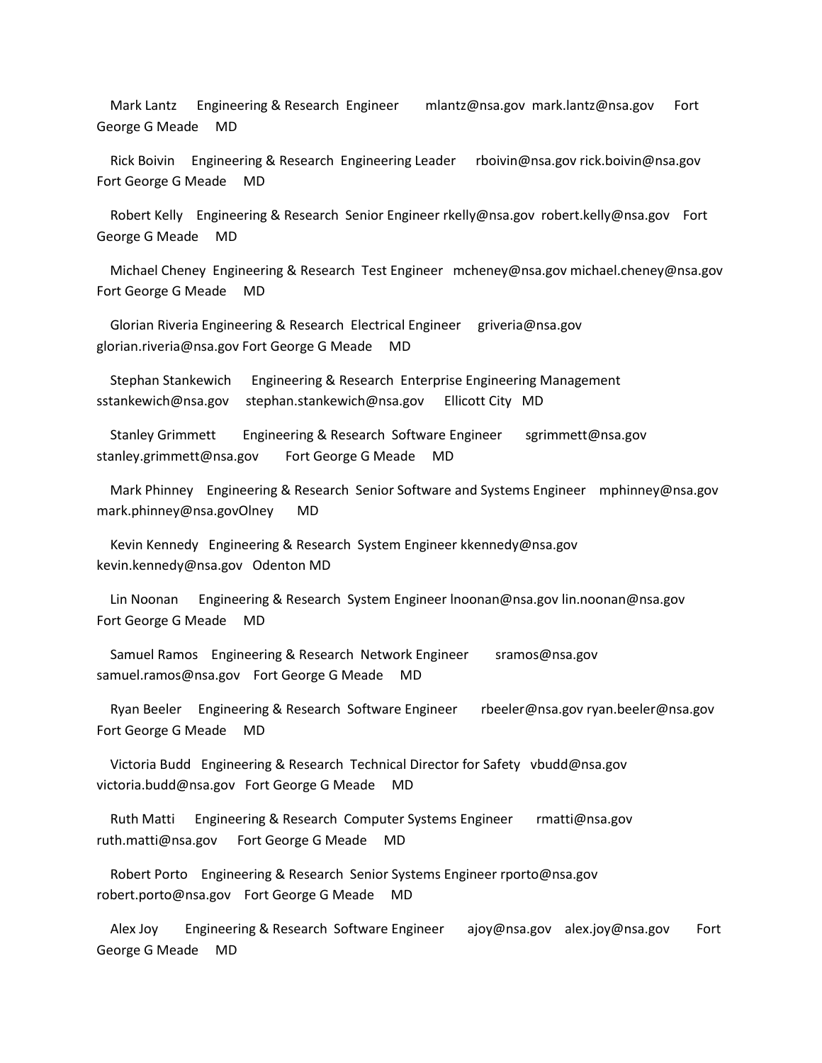Mark Lantz Engineering & Research Engineer mlantz@nsa.gov mark.lantz@nsa.gov Fort George G Meade MD

Rick Boivin Engineering & Research Engineering Leader rboivin@nsa.gov rick.boivin@nsa.gov Fort George G Meade MD

Robert Kelly Engineering & Research Senior Engineer rkelly@nsa.gov robert.kelly@nsa.gov Fort George G Meade MD

Michael Cheney Engineering & Research Test Engineer mcheney@nsa.gov michael.cheney@nsa.gov Fort George G Meade MD

Glorian Riveria Engineering & Research Electrical Engineer griveria@nsa.gov glorian.riveria@nsa.gov Fort George G Meade MD

Stephan Stankewich Engineering & Research Enterprise Engineering Management sstankewich@nsa.gov stephan.stankewich@nsa.gov Ellicott City MD

Stanley Grimmett Engineering & Research Software Engineer sgrimmett@nsa.gov stanley.grimmett@nsa.gov Fort George G Meade MD

Mark Phinney Engineering & Research Senior Software and Systems Engineer mphinney@nsa.gov mark.phinney@nsa.govOlney MD

Kevin Kennedy Engineering & Research System Engineer kkennedy@nsa.gov kevin.kennedy@nsa.gov Odenton MD

Lin Noonan Engineering & Research System Engineer lnoonan@nsa.gov lin.noonan@nsa.gov Fort George G Meade MD

Samuel Ramos Engineering & Research Network Engineer sramos@nsa.gov samuel.ramos@nsa.gov Fort George G Meade MD

Ryan Beeler Engineering & Research Software Engineer rbeeler@nsa.gov ryan.beeler@nsa.gov Fort George G Meade MD

Victoria Budd Engineering & Research Technical Director for Safety vbudd@nsa.gov victoria.budd@nsa.gov Fort George G Meade MD

Ruth Matti Engineering & Research Computer Systems Engineer rmatti@nsa.gov ruth.matti@nsa.gov Fort George G Meade MD

Robert Porto Engineering & Research Senior Systems Engineer rporto@nsa.gov robert.porto@nsa.gov Fort George G Meade MD

Alex Joy Engineering & Research Software Engineer ajoy@nsa.gov alex.joy@nsa.gov Fort George G Meade MD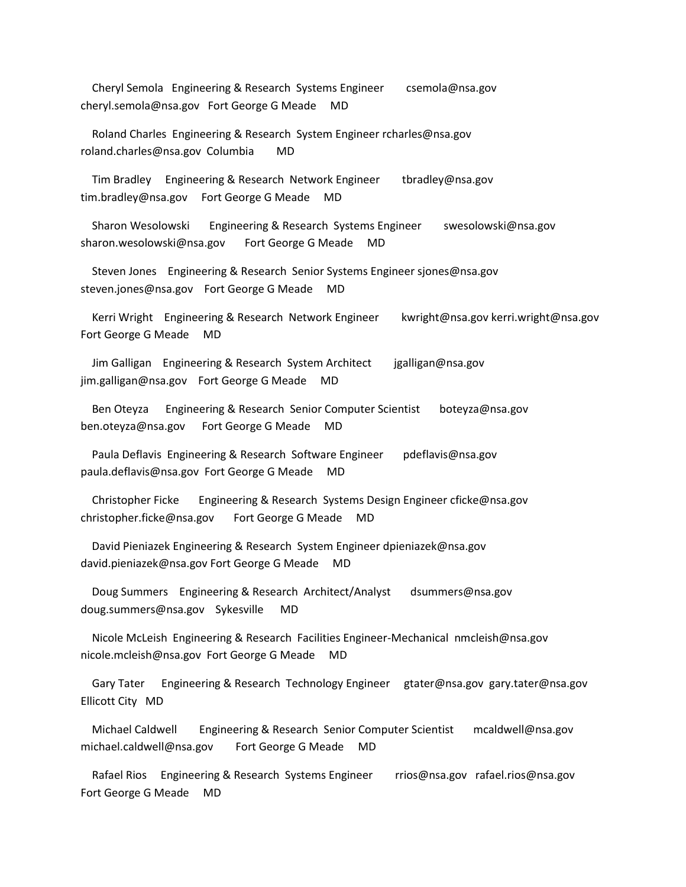Cheryl Semola Engineering & Research Systems Engineer csemola@nsa.gov cheryl.semola@nsa.gov Fort George G Meade MD

Roland Charles Engineering & Research System Engineer rcharles@nsa.gov roland.charles@nsa.gov Columbia MD

Tim Bradley Engineering & Research Network Engineer tbradley@nsa.gov tim.bradley@nsa.gov Fort George G Meade MD

Sharon Wesolowski Engineering & Research Systems Engineer swesolowski@nsa.gov sharon.wesolowski@nsa.gov Fort George G Meade MD

Steven Jones Engineering & Research Senior Systems Engineer sjones@nsa.gov steven.jones@nsa.gov Fort George G Meade MD

Kerri Wright Engineering & Research Network Engineer kwright@nsa.gov kerri.wright@nsa.gov Fort George G Meade MD

Jim Galligan Engineering & Research System Architect jgalligan@nsa.gov jim.galligan@nsa.gov Fort George G Meade MD

Ben Oteyza Engineering & Research Senior Computer Scientist boteyza@nsa.gov ben.oteyza@nsa.gov Fort George G Meade MD

Paula Deflavis Engineering & Research Software Engineer pdeflavis@nsa.gov paula.deflavis@nsa.gov Fort George G Meade MD

Christopher Ficke Engineering & Research Systems Design Engineer cficke@nsa.gov christopher.ficke@nsa.gov Fort George G Meade MD

David Pieniazek Engineering & Research System Engineer dpieniazek@nsa.gov david.pieniazek@nsa.gov Fort George G Meade MD

Doug Summers Engineering & Research Architect/Analyst dsummers@nsa.gov doug.summers@nsa.gov Sykesville MD

Nicole McLeish Engineering & Research Facilities Engineer-Mechanical nmcleish@nsa.gov nicole.mcleish@nsa.gov Fort George G Meade MD

Gary Tater Engineering & Research Technology Engineer gtater@nsa.gov gary.tater@nsa.gov Ellicott City MD

Michael Caldwell Engineering & Research Senior Computer Scientist mcaldwell@nsa.gov michael.caldwell@nsa.gov Fort George G Meade MD

Rafael Rios Engineering & Research Systems Engineer rrios@nsa.gov rafael.rios@nsa.gov Fort George G Meade MD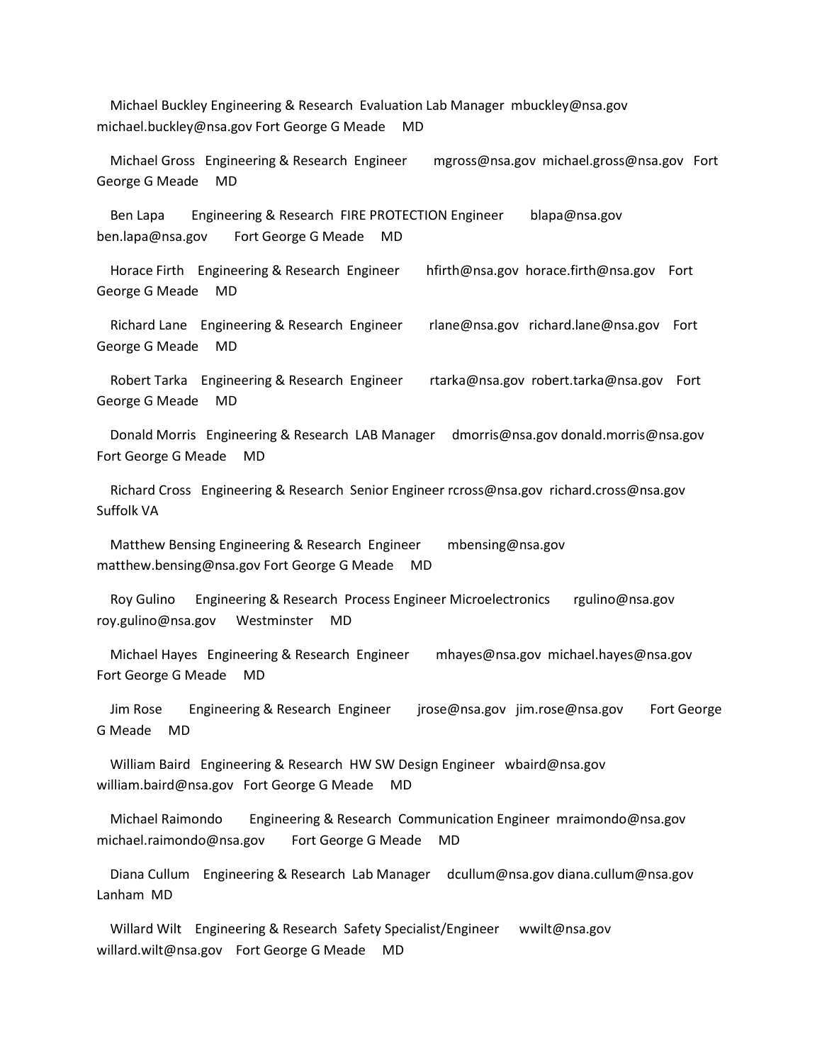Michael Buckley Engineering & Research Evaluation Lab Manager mbuckley@nsa.gov michael.buckley@nsa.gov Fort George G Meade MD

Michael Gross Engineering & Research Engineer mgross@nsa.gov michael.gross@nsa.gov Fort George G Meade MD

Ben Lapa Engineering & Research FIRE PROTECTION Engineer blapa@nsa.gov ben.lapa@nsa.gov Fort George G Meade MD

Horace Firth Engineering & Research Engineer hfirth@nsa.gov horace.firth@nsa.gov Fort George G Meade MD

Richard Lane Engineering & Research Engineer rlane@nsa.gov richard.lane@nsa.gov Fort George G Meade MD

Robert Tarka Engineering & Research Engineer rtarka@nsa.gov robert.tarka@nsa.gov Fort George G Meade MD

Donald Morris Engineering & Research LAB Manager dmorris@nsa.gov donald.morris@nsa.gov Fort George G Meade MD

Richard Cross Engineering & Research Senior Engineer rcross@nsa.gov richard.cross@nsa.gov Suffolk VA

Matthew Bensing Engineering & Research Engineer mbensing@nsa.gov matthew.bensing@nsa.gov Fort George G Meade MD

Roy Gulino Engineering & Research Process Engineer Microelectronics rgulino@nsa.gov roy.gulino@nsa.gov Westminster MD

Michael Hayes Engineering & Research Engineer mhayes@nsa.gov michael.hayes@nsa.gov Fort George G Meade MD

Jim Rose Engineering & Research Engineer jrose@nsa.gov jim.rose@nsa.gov Fort George G Meade MD

William Baird Engineering & Research HW SW Design Engineer wbaird@nsa.gov william.baird@nsa.gov Fort George G Meade MD

Michael Raimondo Engineering & Research Communication Engineer mraimondo@nsa.gov michael.raimondo@nsa.gov Fort George G Meade MD

Diana Cullum Engineering & Research Lab Manager dcullum@nsa.gov diana.cullum@nsa.gov Lanham MD

Willard Wilt Engineering & Research Safety Specialist/Engineer wwilt@nsa.gov willard.wilt@nsa.gov Fort George G Meade MD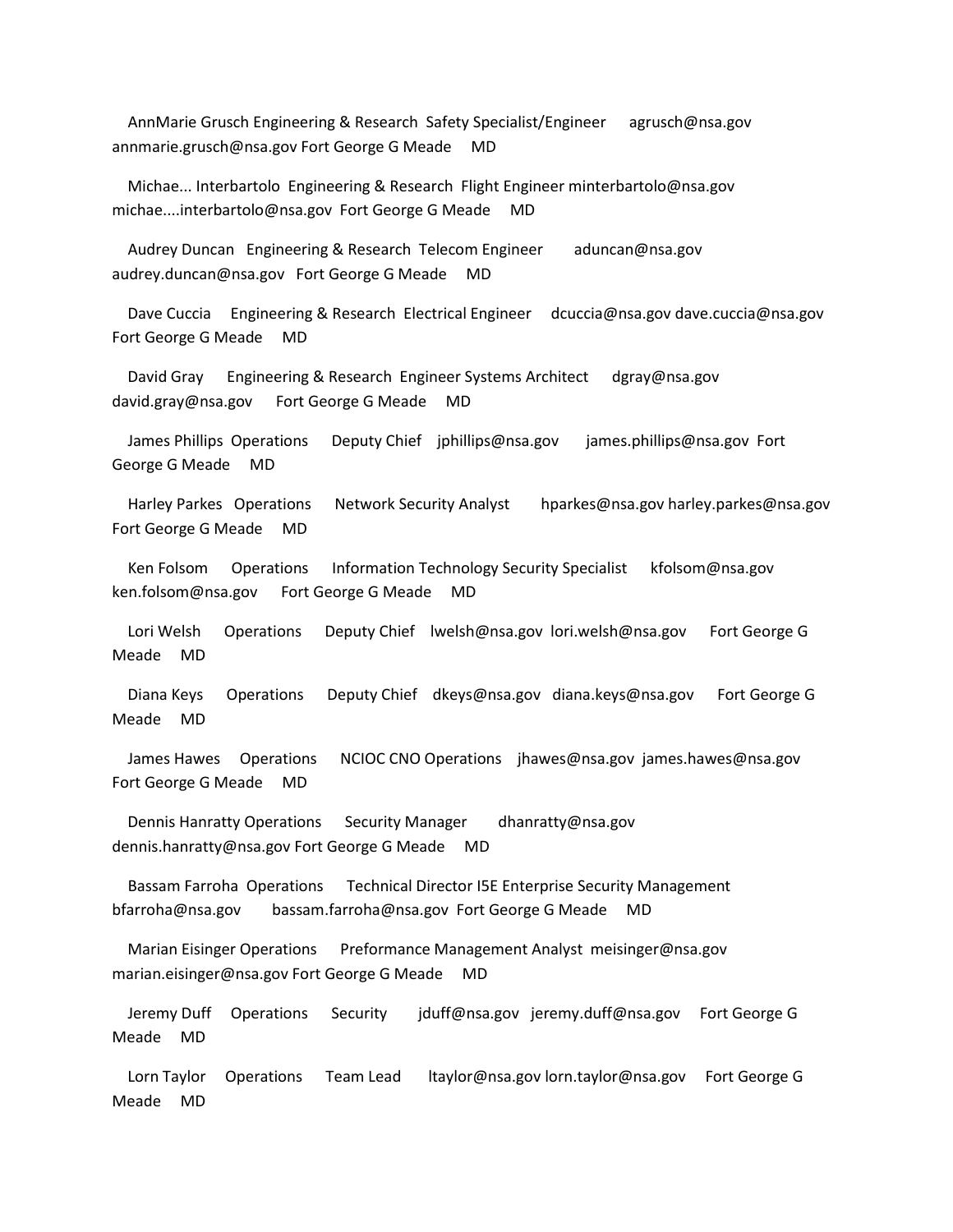AnnMarie Grusch Engineering & Research Safety Specialist/Engineer agrusch@nsa.gov annmarie.grusch@nsa.gov Fort George G Meade MD

Michae... Interbartolo Engineering & Research Flight Engineer minterbartolo@nsa.gov michae....interbartolo@nsa.gov Fort George G Meade MD

Audrey Duncan Engineering & Research Telecom Engineer aduncan@nsa.gov audrey.duncan@nsa.gov Fort George G Meade MD

Dave Cuccia Engineering & Research Electrical Engineer dcuccia@nsa.gov dave.cuccia@nsa.gov Fort George G Meade MD

David Gray Engineering & Research Engineer Systems Architect dgray@nsa.gov david.gray@nsa.gov Fort George G Meade MD

James Phillips Operations Deputy Chief jphillips@nsa.gov james.phillips@nsa.gov Fort George G Meade MD

Harley Parkes Operations Network Security Analyst hparkes@nsa.gov harley.parkes@nsa.gov Fort George G Meade MD

Ken Folsom Operations Information Technology Security Specialist kfolsom@nsa.gov ken.folsom@nsa.gov Fort George G Meade MD

Lori Welsh Operations Deputy Chief lwelsh@nsa.gov lori.welsh@nsa.gov Fort George G Meade MD

Diana Keys Operations Deputy Chief dkeys@nsa.gov diana.keys@nsa.gov Fort George G Meade MD

James Hawes Operations NCIOC CNO Operations jhawes@nsa.gov james.hawes@nsa.gov Fort George G Meade MD

Dennis Hanratty Operations Security Manager dhanratty@nsa.gov dennis.hanratty@nsa.gov Fort George G Meade MD

Bassam Farroha Operations Technical Director I5E Enterprise Security Management bfarroha@nsa.gov bassam.farroha@nsa.gov Fort George G Meade MD

Marian Eisinger Operations Preformance Management Analyst meisinger@nsa.gov marian.eisinger@nsa.gov Fort George G Meade MD

Jeremy Duff Operations Security jduff@nsa.gov jeremy.duff@nsa.gov Fort George G Meade MD

Lorn Taylor Operations Team Lead ltaylor@nsa.gov lorn.taylor@nsa.gov Fort George G Meade MD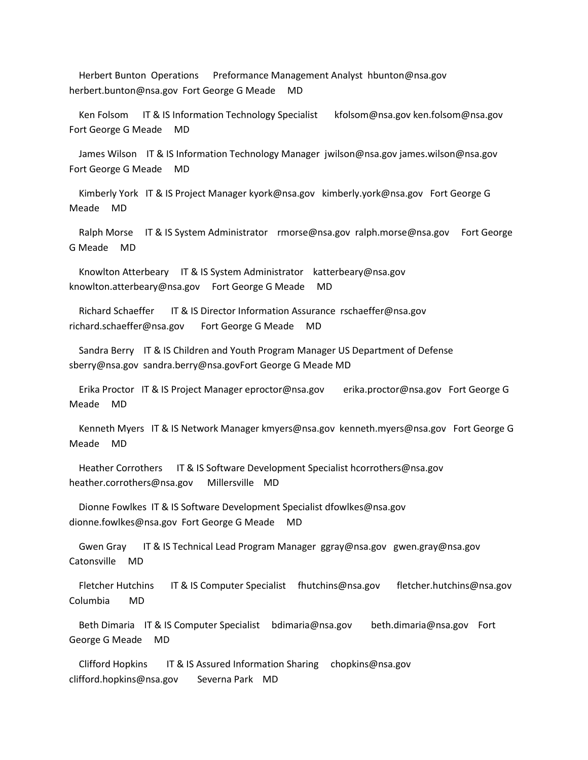Herbert Bunton Operations Preformance Management Analyst hbunton@nsa.gov herbert.bunton@nsa.gov Fort George G Meade MD

Ken Folsom IT & IS Information Technology Specialist kfolsom@nsa.gov ken.folsom@nsa.gov Fort George G Meade MD

James Wilson IT & IS Information Technology Manager jwilson@nsa.gov james.wilson@nsa.gov Fort George G Meade MD

Kimberly York IT & IS Project Manager kyork@nsa.gov kimberly.york@nsa.gov Fort George G Meade MD

Ralph Morse IT & IS System Administrator rmorse@nsa.gov ralph.morse@nsa.gov Fort George G Meade MD

Knowlton Atterbeary IT & IS System Administrator katterbeary@nsa.gov knowlton.atterbeary@nsa.gov Fort George G Meade MD

Richard Schaeffer IT & IS Director Information Assurance rschaeffer@nsa.gov richard.schaeffer@nsa.gov Fort George G Meade MD

Sandra Berry IT & IS Children and Youth Program Manager US Department of Defense sberry@nsa.gov sandra.berry@nsa.govFort George G Meade MD

Erika Proctor IT & IS Project Manager eproctor@nsa.gov erika.proctor@nsa.gov Fort George G Meade MD

Kenneth Myers IT & IS Network Manager kmyers@nsa.gov kenneth.myers@nsa.gov Fort George G Meade MD

Heather Corrothers IT & IS Software Development Specialist hcorrothers@nsa.gov heather.corrothers@nsa.gov Millersville MD

Dionne Fowlkes IT & IS Software Development Specialist dfowlkes@nsa.gov dionne.fowlkes@nsa.gov Fort George G Meade MD

Gwen Gray IT & IS Technical Lead Program Manager ggray@nsa.gov gwen.gray@nsa.gov Catonsville MD

Fletcher Hutchins IT & IS Computer Specialist fhutchins@nsa.gov fletcher.hutchins@nsa.gov Columbia MD

Beth Dimaria IT & IS Computer Specialist bdimaria@nsa.gov beth.dimaria@nsa.gov Fort George G Meade MD

Clifford Hopkins IT & IS Assured Information Sharing chopkins@nsa.gov clifford.hopkins@nsa.gov Severna Park MD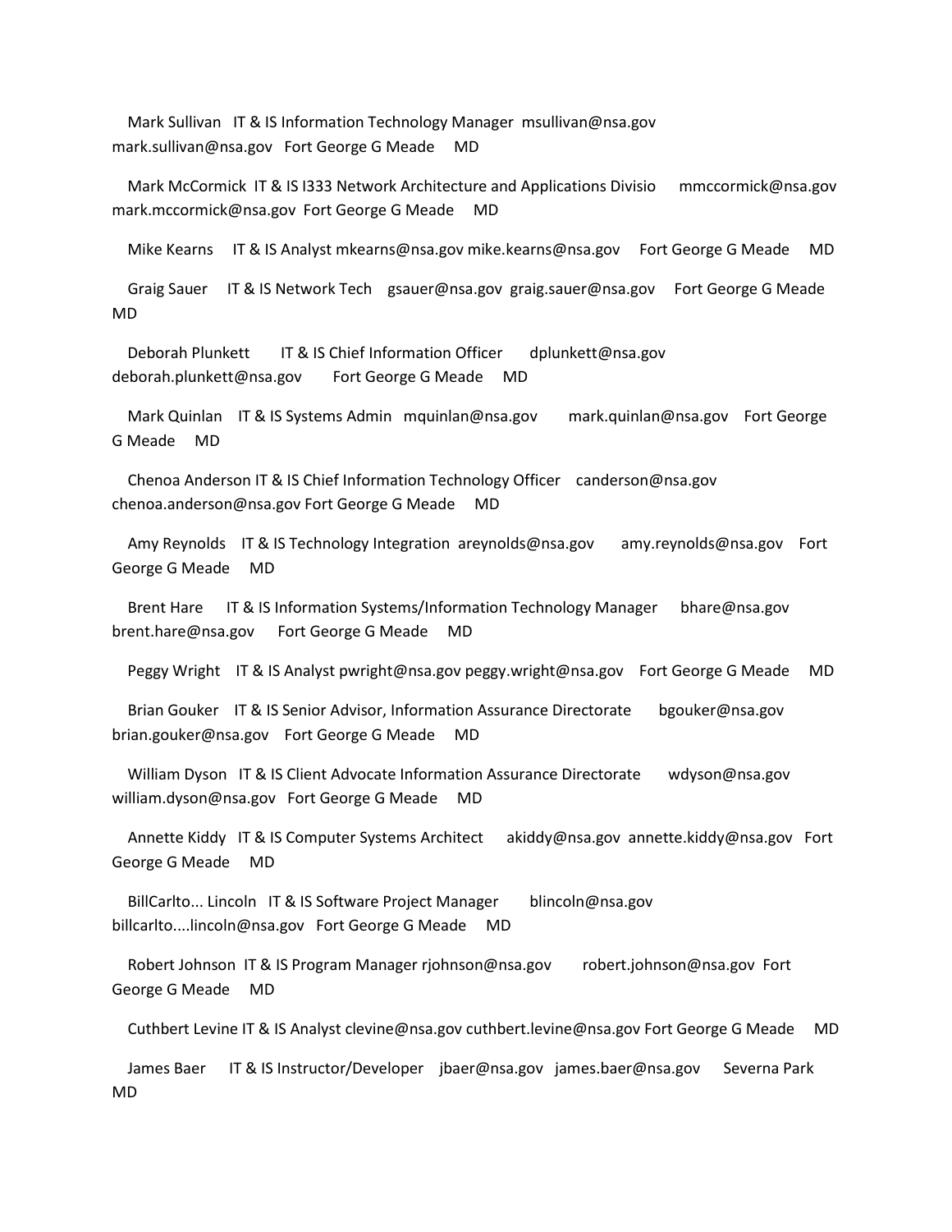Mark Sullivan IT & IS Information Technology Manager msullivan@nsa.gov mark.sullivan@nsa.gov Fort George G Meade MD

Mark McCormick IT & IS I333 Network Architecture and Applications Divisio mmccormick@nsa.gov mark.mccormick@nsa.gov Fort George G Meade MD

Mike Kearns IT & IS Analyst mkearns@nsa.gov mike.kearns@nsa.gov Fort George G Meade MD

Graig Sauer IT & IS Network Tech gsauer@nsa.gov graig.sauer@nsa.gov Fort George G Meade MD

Deborah Plunkett IT & IS Chief Information Officer dplunkett@nsa.gov deborah.plunkett@nsa.gov Fort George G Meade MD

Mark Quinlan IT & IS Systems Admin mquinlan@nsa.gov mark.quinlan@nsa.gov Fort George G Meade MD

Chenoa Anderson IT & IS Chief Information Technology Officer canderson@nsa.gov chenoa.anderson@nsa.gov Fort George G Meade MD

Amy Reynolds IT & IS Technology Integration areynolds@nsa.gov amy.reynolds@nsa.gov Fort George G Meade MD

Brent Hare IT & IS Information Systems/Information Technology Manager bhare@nsa.gov brent.hare@nsa.gov Fort George G Meade MD

Peggy Wright IT & IS Analyst pwright@nsa.gov peggy.wright@nsa.gov Fort George G Meade MD

Brian Gouker IT & IS Senior Advisor, Information Assurance Directorate bgouker@nsa.gov brian.gouker@nsa.gov Fort George G Meade MD

William Dyson IT & IS Client Advocate Information Assurance Directorate wdyson@nsa.gov william.dyson@nsa.gov Fort George G Meade MD

Annette Kiddy IT & IS Computer Systems Architect akiddy@nsa.gov annette.kiddy@nsa.gov Fort George G Meade MD

BillCarlto... Lincoln IT & IS Software Project Manager blincoln@nsa.gov billcarlto....lincoln@nsa.gov Fort George G Meade MD

Robert Johnson IT & IS Program Manager rjohnson@nsa.gov robert.johnson@nsa.gov Fort George G Meade MD

Cuthbert Levine IT & IS Analyst clevine@nsa.gov cuthbert.levine@nsa.gov Fort George G Meade MD

James Baer IT & IS Instructor/Developer jbaer@nsa.gov james.baer@nsa.gov Severna Park MD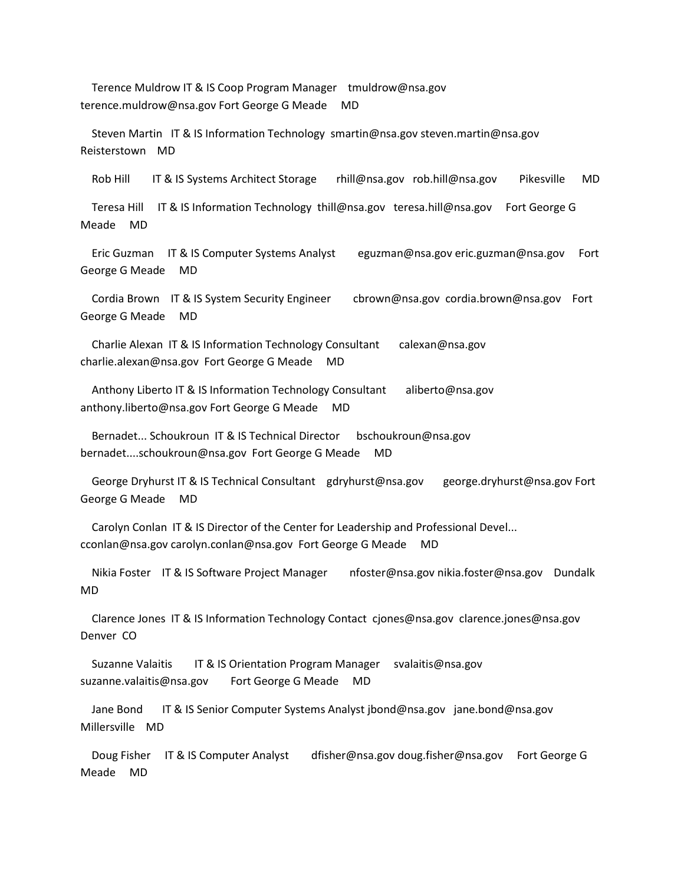Terence Muldrow IT & IS Coop Program Manager tmuldrow@nsa.gov terence.muldrow@nsa.gov Fort George G Meade MD

Steven Martin IT & IS Information Technology smartin@nsa.gov steven.martin@nsa.gov Reisterstown MD

Rob Hill IT & IS Systems Architect Storage rhill@nsa.gov rob.hill@nsa.gov Pikesville MD

Teresa Hill IT & IS Information Technology thill@nsa.gov teresa.hill@nsa.gov Fort George G Meade MD

Eric Guzman IT & IS Computer Systems Analyst eguzman@nsa.gov eric.guzman@nsa.gov Fort George G Meade MD

Cordia Brown IT & IS System Security Engineer cbrown@nsa.gov cordia.brown@nsa.gov Fort George G Meade MD

Charlie Alexan IT & IS Information Technology Consultant calexan@nsa.gov charlie.alexan@nsa.gov Fort George G Meade MD

Anthony Liberto IT & IS Information Technology Consultant aliberto@nsa.gov anthony.liberto@nsa.gov Fort George G Meade MD

Bernadet... Schoukroun IT & IS Technical Director bschoukroun@nsa.gov bernadet....schoukroun@nsa.gov Fort George G Meade MD

George Dryhurst IT & IS Technical Consultant gdryhurst@nsa.gov george.dryhurst@nsa.gov Fort George G Meade MD

Carolyn Conlan IT & IS Director of the Center for Leadership and Professional Devel... cconlan@nsa.gov carolyn.conlan@nsa.gov Fort George G Meade MD

Nikia Foster IT & IS Software Project Manager nfoster@nsa.gov nikia.foster@nsa.gov Dundalk MD

Clarence Jones IT & IS Information Technology Contact cjones@nsa.gov clarence.jones@nsa.gov Denver CO

Suzanne Valaitis IT & IS Orientation Program Manager svalaitis@nsa.gov suzanne.valaitis@nsa.gov Fort George G Meade MD

Jane Bond IT & IS Senior Computer Systems Analyst jbond@nsa.gov jane.bond@nsa.gov Millersville MD

Doug Fisher IT & IS Computer Analyst dfisher@nsa.gov doug.fisher@nsa.gov Fort George G Meade MD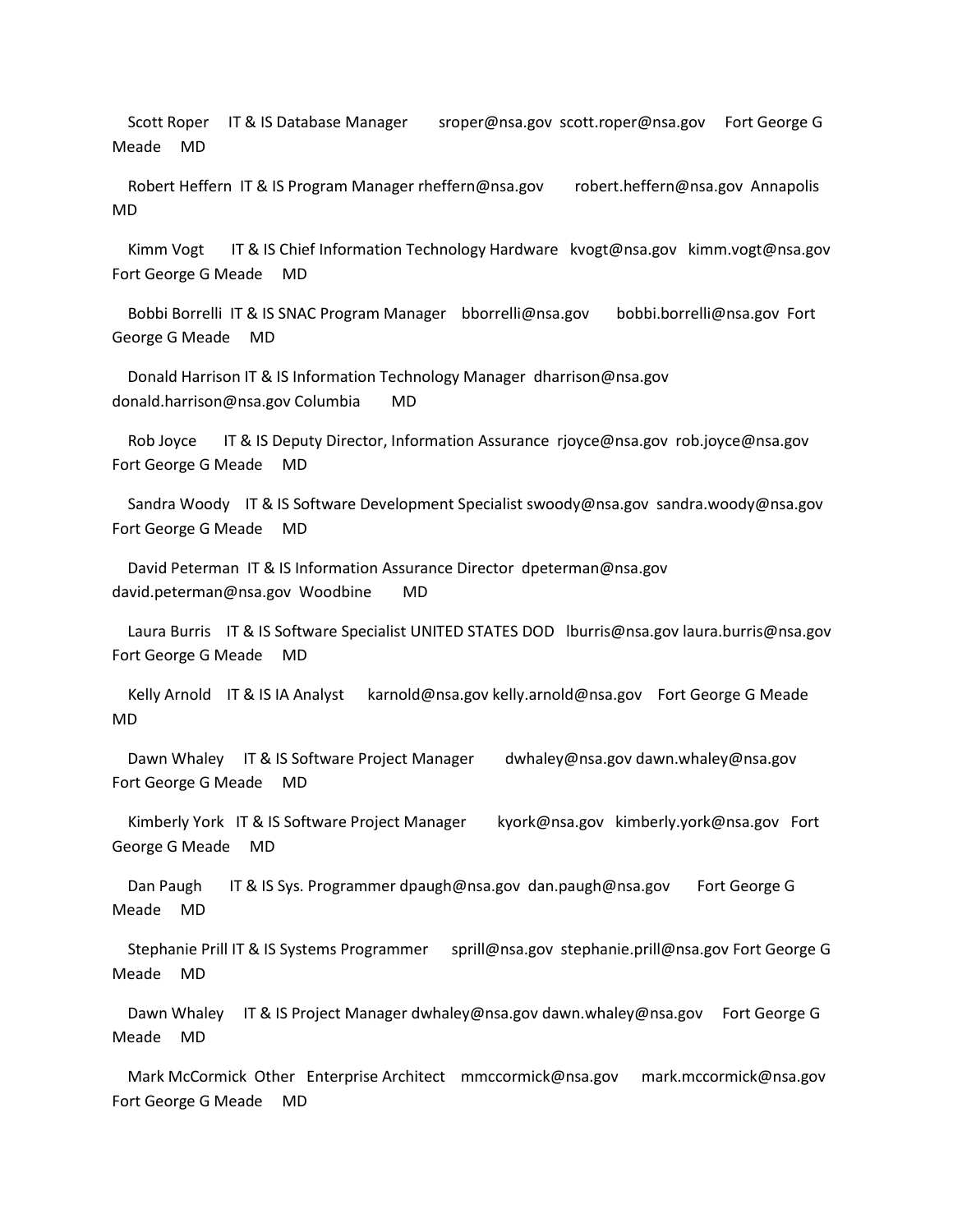Scott Roper IT & IS Database Manager sroper@nsa.gov scott.roper@nsa.gov Fort George G Meade MD

Robert Heffern IT & IS Program Manager rheffern@nsa.gov robert.heffern@nsa.gov Annapolis MD

Kimm Vogt IT & IS Chief Information Technology Hardware kvogt@nsa.gov kimm.vogt@nsa.gov Fort George G Meade MD

Bobbi Borrelli IT & IS SNAC Program Manager bborrelli@nsa.gov bobbi.borrelli@nsa.gov Fort George G Meade MD

Donald Harrison IT & IS Information Technology Manager dharrison@nsa.gov donald.harrison@nsa.gov Columbia MD

Rob Joyce IT & IS Deputy Director, Information Assurance rjoyce@nsa.gov rob.joyce@nsa.gov Fort George G Meade MD

Sandra Woody IT & IS Software Development Specialist swoody@nsa.gov sandra.woody@nsa.gov Fort George G Meade MD

David Peterman IT & IS Information Assurance Director dpeterman@nsa.gov david.peterman@nsa.gov Woodbine MD

Laura Burris IT & IS Software Specialist UNITED STATES DOD lburris@nsa.gov laura.burris@nsa.gov Fort George G Meade MD

Kelly Arnold IT & IS IA Analyst karnold@nsa.gov kelly.arnold@nsa.gov Fort George G Meade MD

Dawn Whaley IT & IS Software Project Manager dwhaley@nsa.gov dawn.whaley@nsa.gov Fort George G Meade MD

Kimberly York IT & IS Software Project Manager kyork@nsa.gov kimberly.york@nsa.gov Fort George G Meade MD

Dan Paugh IT & IS Sys. Programmer dpaugh@nsa.gov dan.paugh@nsa.gov Fort George G Meade MD

Stephanie Prill IT & IS Systems Programmer sprill@nsa.gov stephanie.prill@nsa.gov Fort George G Meade MD

Dawn Whaley IT & IS Project Manager dwhaley@nsa.gov dawn.whaley@nsa.gov Fort George G Meade MD

Mark McCormick Other Enterprise Architect mmccormick@nsa.gov mark.mccormick@nsa.gov Fort George G Meade MD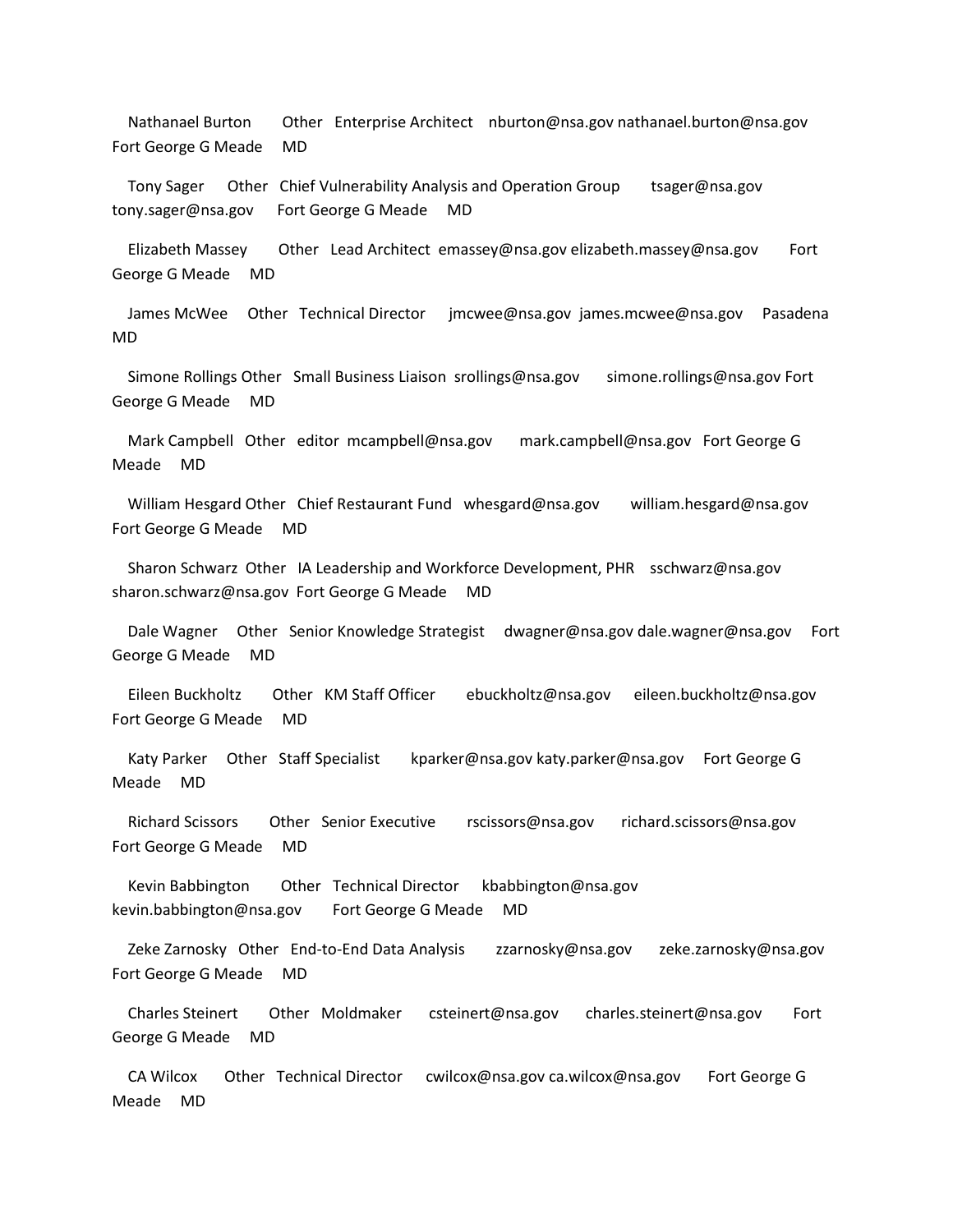Nathanael Burton Other Enterprise Architect nburton@nsa.gov nathanael.burton@nsa.gov Fort George G Meade MD

Tony Sager Other Chief Vulnerability Analysis and Operation Group tsager@nsa.gov tony.sager@nsa.gov Fort George G Meade MD

Elizabeth Massey Other Lead Architect emassey@nsa.gov elizabeth.massey@nsa.gov Fort George G Meade MD

James McWee Other Technical Director jmcwee@nsa.gov james.mcwee@nsa.gov Pasadena MD

Simone Rollings Other Small Business Liaison srollings@nsa.gov simone.rollings@nsa.gov Fort George G Meade MD

Mark Campbell Other editor mcampbell@nsa.gov mark.campbell@nsa.gov Fort George G Meade MD

William Hesgard Other Chief Restaurant Fund whesgard@nsa.gov william.hesgard@nsa.gov Fort George G Meade MD

Sharon Schwarz Other IA Leadership and Workforce Development, PHR sschwarz@nsa.gov sharon.schwarz@nsa.gov Fort George G Meade MD

Dale Wagner Other Senior Knowledge Strategist dwagner@nsa.gov dale.wagner@nsa.gov Fort George G Meade MD

Eileen Buckholtz Other KM Staff Officer ebuckholtz@nsa.gov eileen.buckholtz@nsa.gov Fort George G Meade MD

Katy Parker Other Staff Specialist kparker@nsa.gov katy.parker@nsa.gov Fort George G Meade MD

Richard Scissors Other Senior Executive rscissors@nsa.gov richard.scissors@nsa.gov Fort George G Meade MD

Kevin Babbington Other Technical Director kbabbington@nsa.gov kevin.babbington@nsa.gov Fort George G Meade MD

Zeke Zarnosky Other End-to-End Data Analysis zzarnosky@nsa.gov zeke.zarnosky@nsa.gov Fort George G Meade MD

Charles Steinert Other Moldmaker csteinert@nsa.gov charles.steinert@nsa.gov Fort George G Meade MD

CA Wilcox Other Technical Director cwilcox@nsa.gov ca.wilcox@nsa.gov Fort George G Meade MD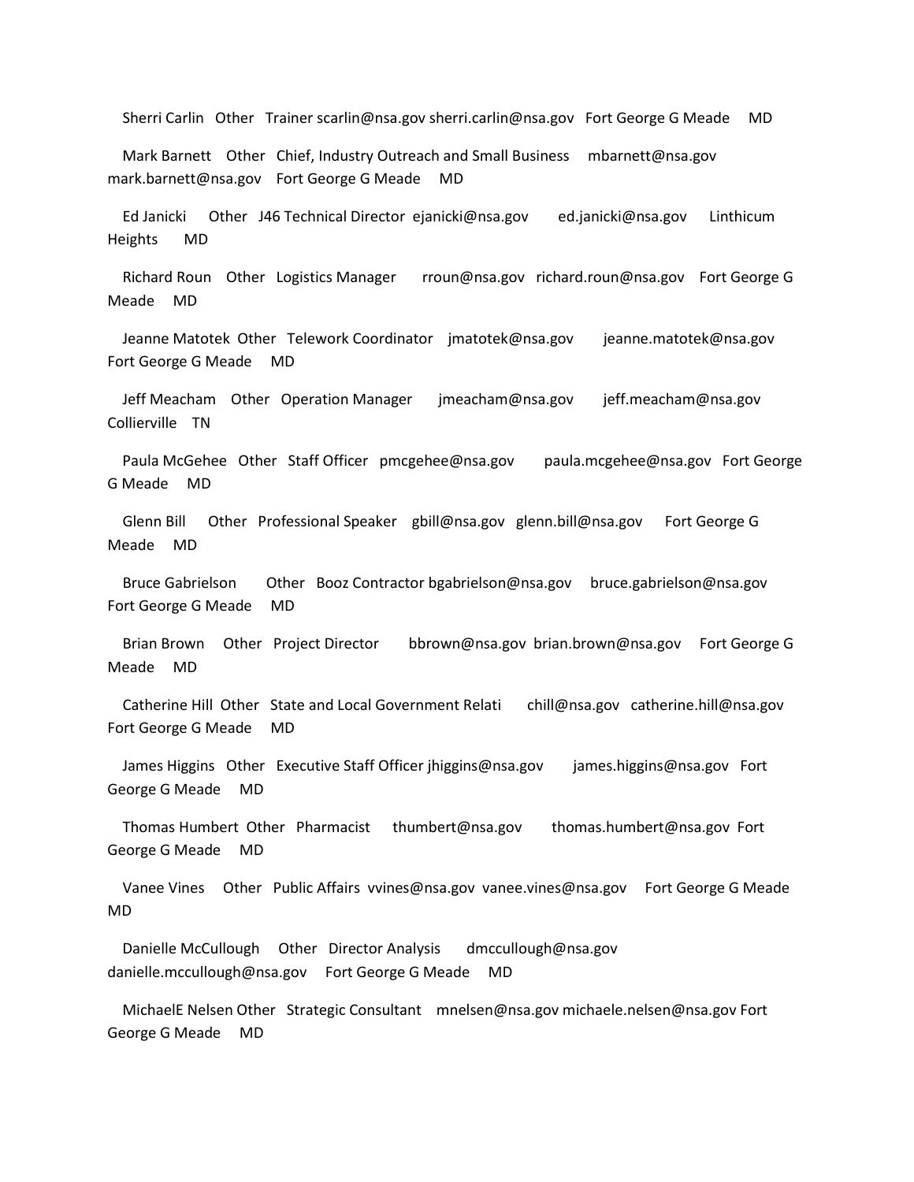Sherri Carlin Other Trainer scarlin@nsa.gov sherri.carlin@nsa.gov Fort George G Meade MD

Mark Barnett Other Chief, Industry Outreach and Small Business mbarnett@nsa.gov mark.barnett@nsa.gov Fort George G Meade MD

Ed Janicki Other J46 Technical Director ejanicki@nsa.gov ed.janicki@nsa.gov Linthicum Heights MD

Richard Roun Other Logistics Manager rroun@nsa.gov richard.roun@nsa.gov Fort George G Meade MD

Jeanne Matotek Other Telework Coordinator jmatotek@nsa.gov jeanne.matotek@nsa.gov Fort George G Meade MD

Jeff Meacham Other Operation Manager jmeacham@nsa.gov jeff.meacham@nsa.gov Collierville TN

Paula McGehee Other Staff Officer pmcgehee@nsa.gov paula.mcgehee@nsa.gov Fort George G Meade MD

Glenn Bill Other Professional Speaker gbill@nsa.gov glenn.bill@nsa.gov Fort George G Meade MD

Bruce Gabrielson Other Booz Contractor bgabrielson@nsa.gov bruce.gabrielson@nsa.gov Fort George G Meade MD

Brian Brown Other Project Director bbrown@nsa.gov brian.brown@nsa.gov Fort George G Meade MD

Catherine Hill Other State and Local Government Relati chill@nsa.gov catherine.hill@nsa.gov Fort George G Meade MD

James Higgins Other Executive Staff Officer jhiggins@nsa.gov james.higgins@nsa.gov Fort George G Meade MD

Thomas Humbert Other Pharmacist thumbert@nsa.gov thomas.humbert@nsa.gov Fort George G Meade MD

Vanee Vines Other Public Affairs vvines@nsa.gov vanee.vines@nsa.gov Fort George G Meade MD

Danielle McCullough Other Director Analysis dmccullough@nsa.gov danielle.mccullough@nsa.gov Fort George G Meade MD

MichaelE Nelsen Other Strategic Consultant mnelsen@nsa.gov michaele.nelsen@nsa.gov Fort George G Meade MD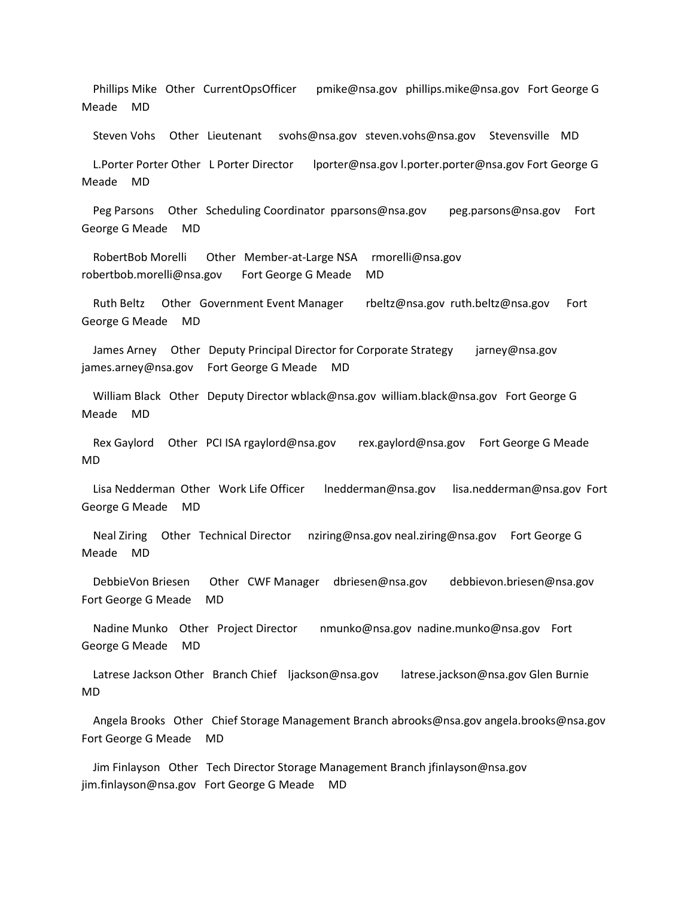Phillips Mike Other CurrentOpsOfficer pmike@nsa.gov phillips.mike@nsa.gov Fort George G Meade MD

Steven Vohs Other Lieutenant svohs@nsa.gov steven.vohs@nsa.gov Stevensville MD

L.Porter Porter Other L Porter Director lporter@nsa.gov l.porter.porter@nsa.gov Fort George G Meade MD

Peg Parsons Other Scheduling Coordinator pparsons@nsa.gov peg.parsons@nsa.gov Fort George G Meade MD

RobertBob Morelli Other Member-at-Large NSA rmorelli@nsa.gov robertbob.morelli@nsa.gov Fort George G Meade MD

Ruth Beltz Other Government Event Manager rbeltz@nsa.gov ruth.beltz@nsa.gov Fort George G Meade MD

James Arney Other Deputy Principal Director for Corporate Strategy jarney@nsa.gov james.arney@nsa.gov Fort George G Meade MD

William Black Other Deputy Director wblack@nsa.gov william.black@nsa.gov Fort George G Meade MD

Rex Gaylord Other PCI ISA rgaylord@nsa.gov rex.gaylord@nsa.gov Fort George G Meade MD

Lisa Nedderman Other Work Life Officer lnedderman@nsa.gov lisa.nedderman@nsa.gov Fort George G Meade MD

Neal Ziring Other Technical Director nziring@nsa.gov neal.ziring@nsa.gov Fort George G Meade MD

DebbieVon Briesen Other CWF Manager dbriesen@nsa.gov debbievon.briesen@nsa.gov Fort George G Meade MD

Nadine Munko Other Project Director nmunko@nsa.gov nadine.munko@nsa.gov Fort George G Meade MD

Latrese Jackson Other Branch Chief ljackson@nsa.gov latrese.jackson@nsa.gov Glen Burnie MD

Angela Brooks Other Chief Storage Management Branch abrooks@nsa.gov angela.brooks@nsa.gov Fort George G Meade MD

Jim Finlayson Other Tech Director Storage Management Branch jfinlayson@nsa.gov jim.finlayson@nsa.gov Fort George G Meade MD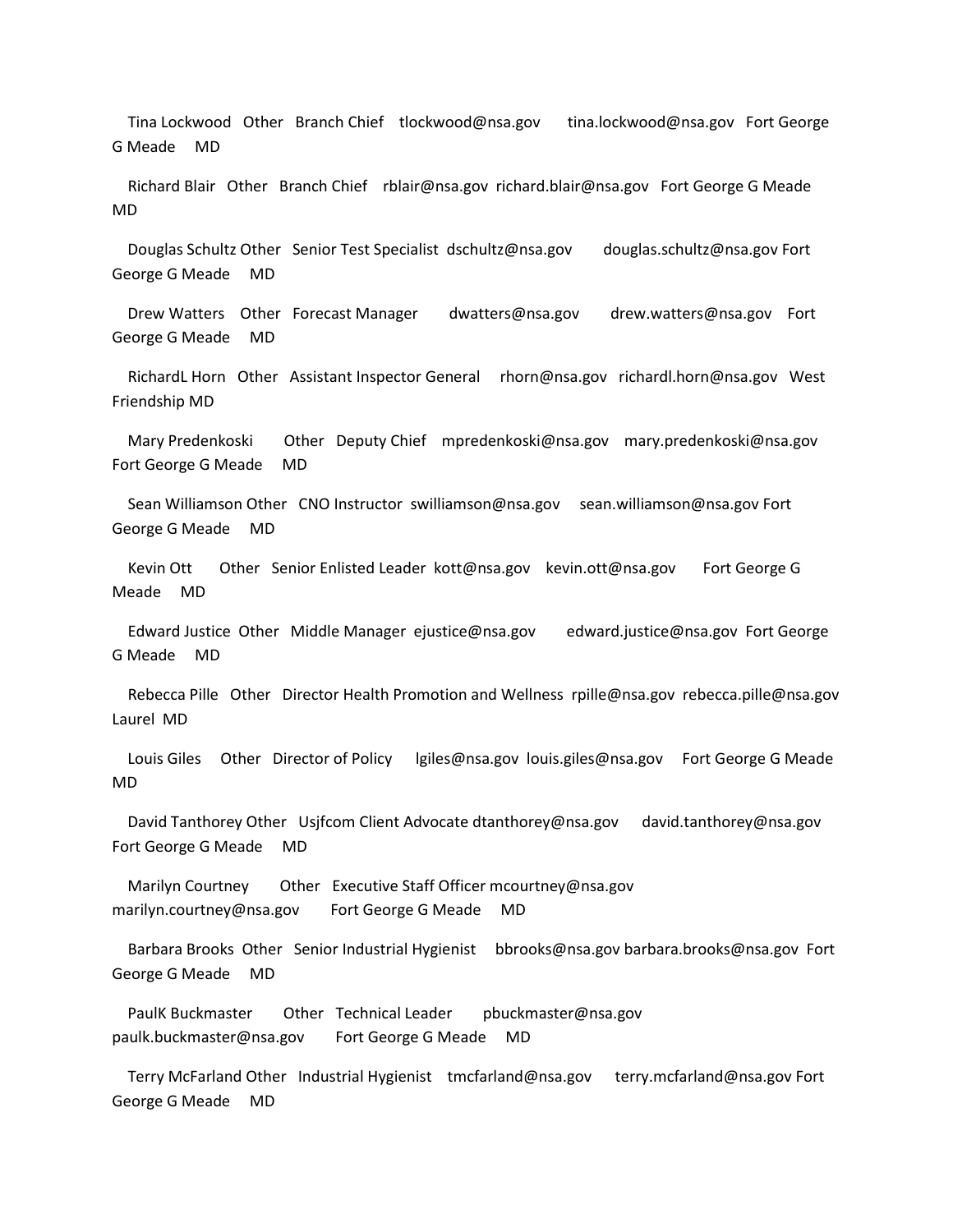Tina Lockwood Other Branch Chief tlockwood@nsa.gov tina.lockwood@nsa.gov Fort George G Meade MD

Richard Blair Other Branch Chief rblair@nsa.gov richard.blair@nsa.gov Fort George G Meade MD

Douglas Schultz Other Senior Test Specialist dschultz@nsa.gov douglas.schultz@nsa.gov Fort George G Meade MD

Drew Watters Other Forecast Manager dwatters@nsa.gov drew.watters@nsa.gov Fort George G Meade MD

RichardL Horn Other Assistant Inspector General rhorn@nsa.gov richardl.horn@nsa.gov West Friendship MD

Mary Predenkoski Other Deputy Chief mpredenkoski@nsa.gov mary.predenkoski@nsa.gov Fort George G Meade MD

Sean Williamson Other CNO Instructor swilliamson@nsa.gov sean.williamson@nsa.gov Fort George G Meade MD

Kevin Ott Other Senior Enlisted Leader kott@nsa.gov kevin.ott@nsa.gov Fort George G Meade MD

Edward Justice Other Middle Manager ejustice@nsa.gov edward.justice@nsa.gov Fort George G Meade MD

Rebecca Pille Other Director Health Promotion and Wellness rpille@nsa.gov rebecca.pille@nsa.gov Laurel MD

Louis Giles Other Director of Policy lgiles@nsa.gov louis.giles@nsa.gov Fort George G Meade MD

David Tanthorey Other Usjfcom Client Advocate dtanthorey@nsa.gov david.tanthorey@nsa.gov Fort George G Meade MD

Marilyn Courtney Other Executive Staff Officer mcourtney@nsa.gov marilyn.courtney@nsa.gov Fort George G Meade MD

Barbara Brooks Other Senior Industrial Hygienist bbrooks@nsa.gov barbara.brooks@nsa.gov Fort George G Meade MD

PaulK Buckmaster Other Technical Leader pbuckmaster@nsa.gov paulk.buckmaster@nsa.gov Fort George G Meade MD

Terry McFarland Other Industrial Hygienist tmcfarland@nsa.gov terry.mcfarland@nsa.gov Fort George G Meade MD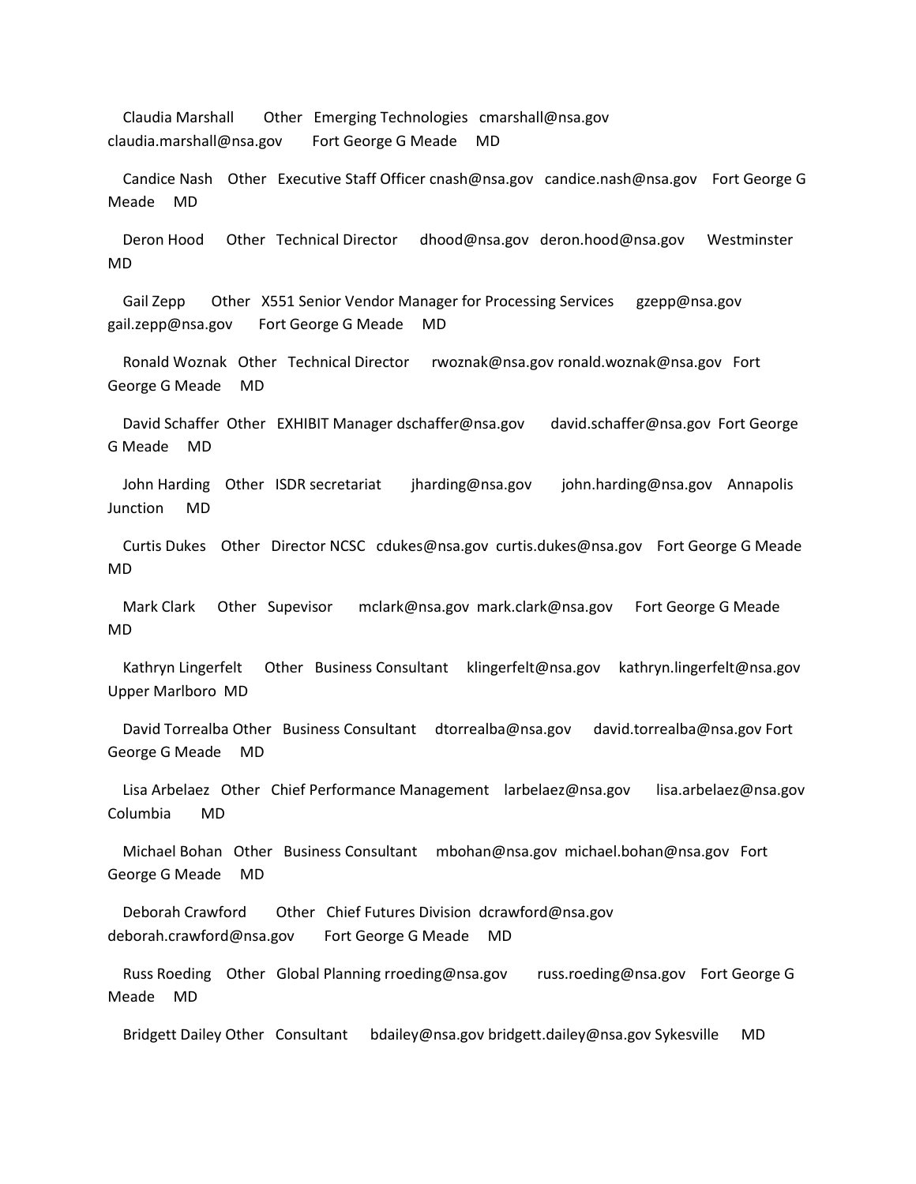Claudia Marshall Other Emerging Technologies cmarshall@nsa.gov claudia.marshall@nsa.gov Fort George G Meade MD

Candice Nash Other Executive Staff Officer cnash@nsa.gov candice.nash@nsa.gov Fort George G Meade MD

Deron Hood Other Technical Director dhood@nsa.gov deron.hood@nsa.gov Westminster MD

Gail Zepp Other X551 Senior Vendor Manager for Processing Services gzepp@nsa.gov gail.zepp@nsa.gov Fort George G Meade MD

Ronald Woznak Other Technical Director rwoznak@nsa.gov ronald.woznak@nsa.gov Fort George G Meade MD

David Schaffer Other EXHIBIT Manager dschaffer@nsa.gov david.schaffer@nsa.gov Fort George G Meade MD

John Harding Other ISDR secretariat jharding@nsa.gov john.harding@nsa.gov Annapolis Junction MD

Curtis Dukes Other Director NCSC cdukes@nsa.gov curtis.dukes@nsa.gov Fort George G Meade MD

Mark Clark Other Supevisor mclark@nsa.gov mark.clark@nsa.gov Fort George G Meade MD

Kathryn Lingerfelt Other Business Consultant klingerfelt@nsa.gov kathryn.lingerfelt@nsa.gov Upper Marlboro MD

David Torrealba Other Business Consultant dtorrealba@nsa.gov david.torrealba@nsa.gov Fort George G Meade MD

Lisa Arbelaez Other Chief Performance Management larbelaez@nsa.gov lisa.arbelaez@nsa.gov Columbia MD

Michael Bohan Other Business Consultant mbohan@nsa.gov michael.bohan@nsa.gov Fort George G Meade MD

Deborah Crawford Other Chief Futures Division dcrawford@nsa.gov deborah.crawford@nsa.gov Fort George G Meade MD

Russ Roeding Other Global Planning rroeding@nsa.gov russ.roeding@nsa.gov Fort George G Meade MD

Bridgett Dailey Other Consultant bdailey@nsa.gov bridgett.dailey@nsa.gov Sykesville MD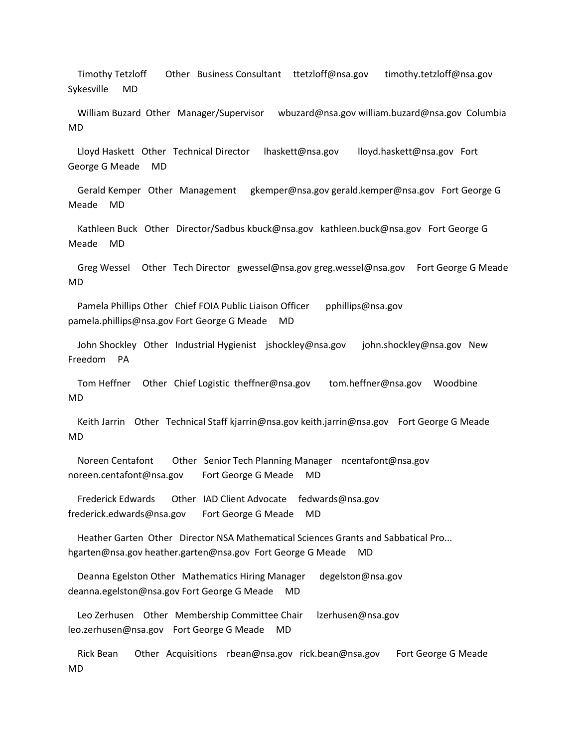Timothy Tetzloff Other Business Consultant ttetzloff@nsa.gov timothy.tetzloff@nsa.gov Sykesville MD

William Buzard Other Manager/Supervisor wbuzard@nsa.gov william.buzard@nsa.gov Columbia MD

Lloyd Haskett Other Technical Director lhaskett@nsa.gov lloyd.haskett@nsa.gov Fort George G Meade MD

Gerald Kemper Other Management gkemper@nsa.gov gerald.kemper@nsa.gov Fort George G Meade MD

Kathleen Buck Other Director/Sadbus kbuck@nsa.gov kathleen.buck@nsa.gov Fort George G Meade MD

Greg Wessel Other Tech Director gwessel@nsa.gov greg.wessel@nsa.gov Fort George G Meade MD

Pamela Phillips Other Chief FOIA Public Liaison Officer pphillips@nsa.gov pamela.phillips@nsa.gov Fort George G Meade MD

John Shockley Other Industrial Hygienist jshockley@nsa.gov john.shockley@nsa.gov New Freedom PA

Tom Heffner Other Chief Logistic theffner@nsa.gov tom.heffner@nsa.gov Woodbine MD

Keith Jarrin Other Technical Staff kjarrin@nsa.gov keith.jarrin@nsa.gov Fort George G Meade MD

Noreen Centafont Other Senior Tech Planning Manager ncentafont@nsa.gov noreen.centafont@nsa.gov Fort George G Meade MD

Frederick Edwards Other IAD Client Advocate fedwards@nsa.gov frederick.edwards@nsa.gov Fort George G Meade MD

Heather Garten Other Director NSA Mathematical Sciences Grants and Sabbatical Pro... hgarten@nsa.gov heather.garten@nsa.gov Fort George G Meade MD

Deanna Egelston Other Mathematics Hiring Manager degelston@nsa.gov deanna.egelston@nsa.gov Fort George G Meade MD

Leo Zerhusen Other Membership Committee Chair lzerhusen@nsa.gov leo.zerhusen@nsa.gov Fort George G Meade MD

Rick Bean Other Acquisitions rbean@nsa.gov rick.bean@nsa.gov Fort George G Meade MD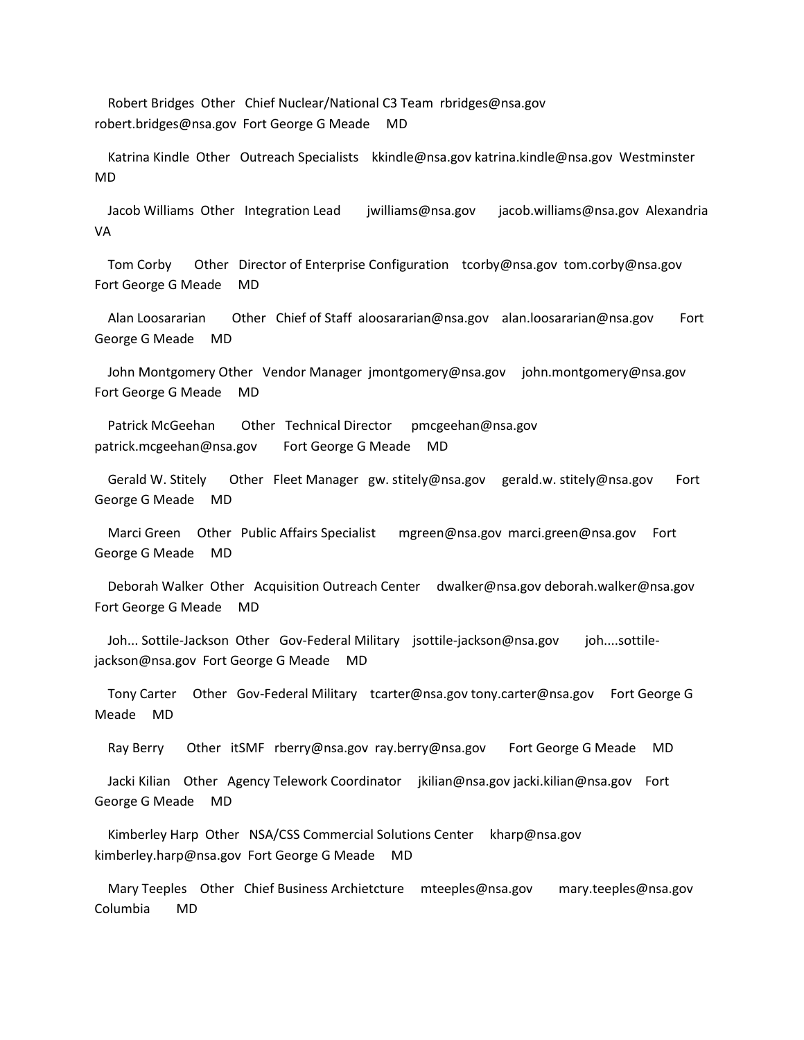Robert Bridges Other Chief Nuclear/National C3 Team rbridges@nsa.gov robert.bridges@nsa.gov Fort George G Meade MD

Katrina Kindle Other Outreach Specialists kkindle@nsa.gov katrina.kindle@nsa.gov Westminster MD

Jacob Williams Other Integration Lead jwilliams@nsa.gov jacob.williams@nsa.gov Alexandria VA

Tom Corby Other Director of Enterprise Configuration tcorby@nsa.gov tom.corby@nsa.gov Fort George G Meade MD

Alan Loosararian Other Chief of Staff aloosararian@nsa.gov alan.loosararian@nsa.gov Fort George G Meade MD

John Montgomery Other Vendor Manager jmontgomery@nsa.gov john.montgomery@nsa.gov Fort George G Meade MD

Patrick McGeehan Other Technical Director pmcgeehan@nsa.gov patrick.mcgeehan@nsa.gov Fort George G Meade MD

Gerald W. Stitely Other Fleet Manager gw. stitely@nsa.gov gerald.w. stitely@nsa.gov Fort George G Meade MD

Marci Green Other Public Affairs Specialist mgreen@nsa.gov marci.green@nsa.gov Fort George G Meade MD

Deborah Walker Other Acquisition Outreach Center dwalker@nsa.gov deborah.walker@nsa.gov Fort George G Meade MD

Joh... Sottile-Jackson Other Gov-Federal Military jsottile-jackson@nsa.gov joh....sottile-jackson@nsa.gov Fort George G Meade MD

Tony Carter Other Gov-Federal Military tcarter@nsa.gov tony.carter@nsa.gov Fort George G Meade MD

Ray Berry Other itSMF rberry@nsa.gov ray.berry@nsa.gov Fort George G Meade MD

Jacki Kilian Other Agency Telework Coordinator jkilian@nsa.gov jacki.kilian@nsa.gov Fort George G Meade MD

Kimberley Harp Other NSA/CSS Commercial Solutions Center kharp@nsa.gov kimberley.harp@nsa.gov Fort George G Meade MD

Mary Teeples Other Chief Business Archietcture mteeples@nsa.gov mary.teeples@nsa.gov Columbia MD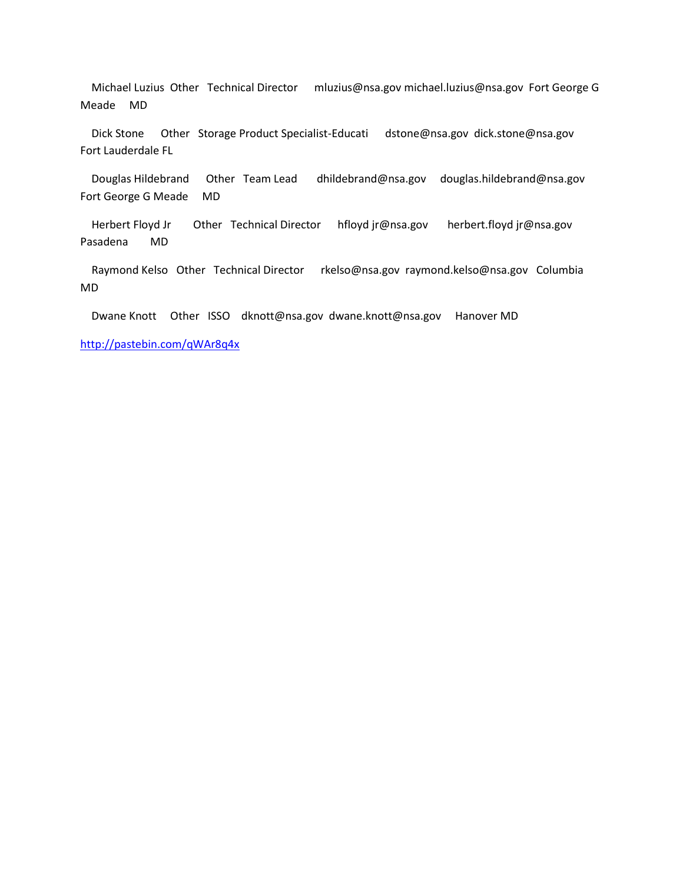Michael Luzius Other Technical Director mluzius@nsa.gov michael.luzius@nsa.gov Fort George G Meade MD

Dick Stone Other Storage Product Specialist-Educati dstone@nsa.gov dick.stone@nsa.gov Fort Lauderdale FL

Douglas Hildebrand Other Team Lead dhildebrand@nsa.gov douglas.hildebrand@nsa.gov Fort George G Meade MD

Herbert Floyd Jr Other Technical Director hfloyd jr@nsa.gov herbert.floyd jr@nsa.gov Pasadena MD

Raymond Kelso Other Technical Director rkelso@nsa.gov raymond.kelso@nsa.gov Columbia MD

Dwane Knott Other ISSO dknott@nsa.gov dwane.knott@nsa.gov Hanover MD

http://pastebin.com/qWAr8q4x